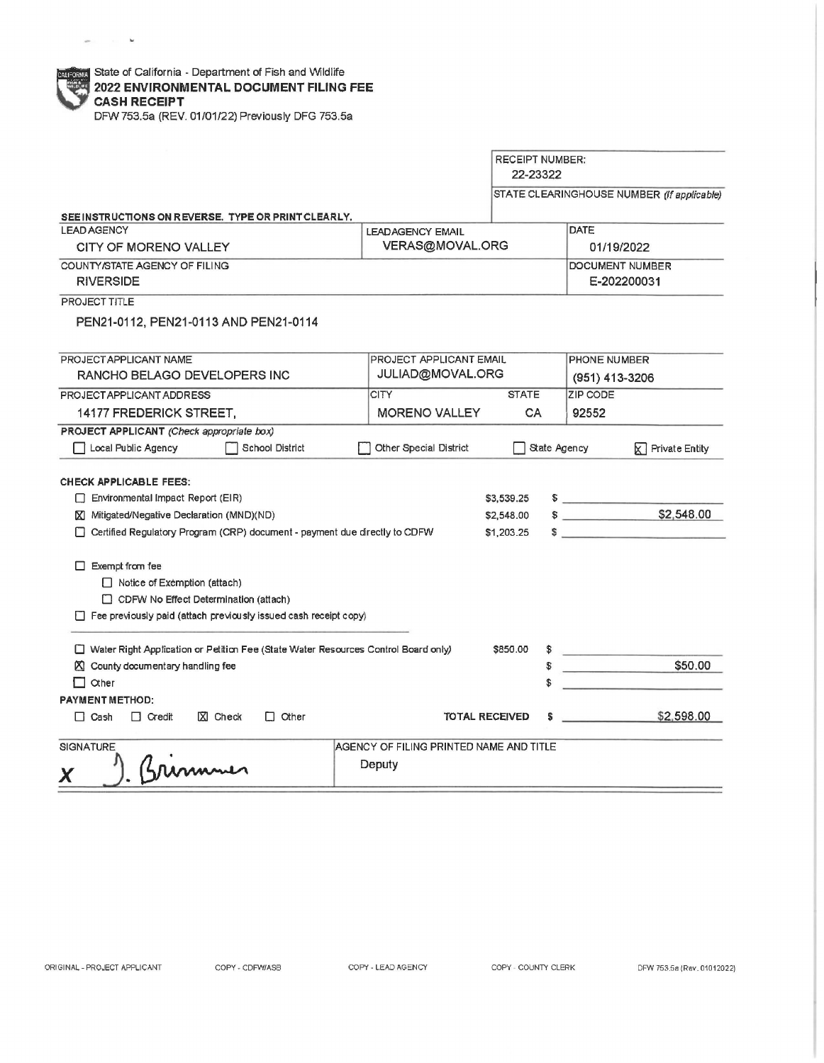State of California - Department of Fish and Wildlife
**2022 ENVIRONMENTAL DOCUMENT FILING FEE**
**CASH RECEIPT**
DFW 753.5a (REV. 01/01/22) Previously DFG 753.5a

RECEIPT NUMBER:
22-23322

STATE CLEARINGHOUSE NUMBER *(If applicable)*

**SEE INSTRUCTIONS ON REVERSE. TYPE OR PRINT CLEARLY.**

| LEAD AGENCY | LEADAGENCY EMAIL | DATE |
|---|---|---|
| CITY OF MORENO VALLEY | VERAS@MOVAL.ORG | 01/19/2022 |
| COUNTY/STATE AGENCY OF FILING | | DOCUMENT NUMBER |
| RIVERSIDE | | E-202200031 |

PROJECT TITLE

PEN21-0112, PEN21-0113 AND PEN21-0114

| PROJECT APPLICANT NAME | PROJECT APPLICANT EMAIL | | PHONE NUMBER |
|---|---|---|---|
| RANCHO BELAGO DEVELOPERS INC | JULIAD@MOVAL.ORG | | (951) 413-3206 |
| PROJECT APPLICANT ADDRESS | CITY | STATE | ZIP CODE |
| 14177 FREDERICK STREET, | MORENO VALLEY | CA | 92552 |

**PROJECT APPLICANT** *(Check appropriate box)*

☐ Local Public Agency ☐ School District ☐ Other Special District ☐ State Agency ☒ Private Entity

**CHECK APPLICABLE FEES:**

| | | |
|---|---|---|
| ☐ Environmental Impact Report (EIR) | $3,539.25 | $ |
| ☒ Mitigated/Negative Declaration (MND)(ND) | $2,548.00 | $ $2,548.00 |
| ☐ Certified Regulatory Program (CRP) document - payment due directly to CDFW | $1,203.25 | $ |

☐ Exempt from fee
- ☐ Notice of Exemption (attach)
- ☐ CDFW No Effect Determination (attach)

☐ Fee previously paid (attach previously issued cash receipt copy)

| | | |
|---|---|---|
| ☐ Water Right Application or Petition Fee (State Water Resources Control Board only) | $850.00 | $ |
| ☒ County documentary handling fee | | $ $50.00 |
| ☐ Other | | $ |

**PAYMENT METHOD:**

☐ Cash ☐ Credit ☒ Check ☐ Other **TOTAL RECEIVED** $ $2,598.00

| SIGNATURE | AGENCY OF FILING PRINTED NAME AND TITLE |
|---|---|
| X J. Brimmer | Deputy |

ORIGINAL - PROJECT APPLICANT COPY - CDFW/ASB COPY - LEAD AGENCY COPY - COUNTY CLERK DFW 753.5a (Rev. 01012022)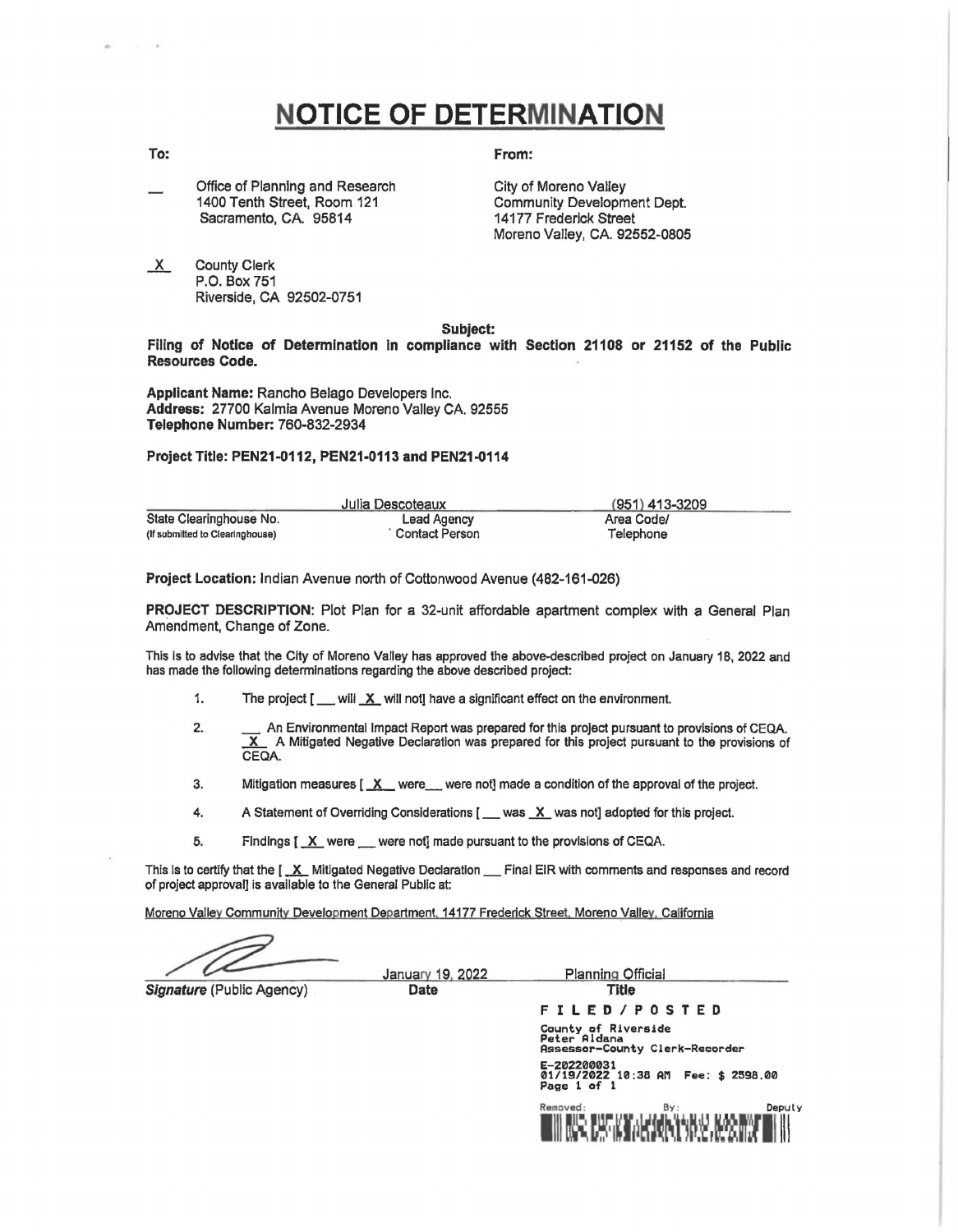# NOTICE OF DETERMINATION

**To:**

__ Office of Planning and Research
1400 Tenth Street, Room 121
Sacramento, CA. 95814

X County Clerk
P.O. Box 751
Riverside, CA 92502-0751

**From:**

City of Moreno Valley
Community Development Dept.
14177 Frederick Street
Moreno Valley, CA. 92552-0805

**Subject:**
**Filing of Notice of Determination in compliance with Section 21108 or 21152 of the Public Resources Code.**

**Applicant Name:** Rancho Belago Developers Inc.
**Address:** 27700 Kalmia Avenue Moreno Valley CA. 92555
**Telephone Number:** 760-832-2934

**Project Title: PEN21-0112, PEN21-0113 and PEN21-0114**

| | | |
|---|---|---|
| | Julia Descoteaux | (951) 413-3209 |
| State Clearinghouse No. (If submitted to Clearinghouse) | Lead Agency Contact Person | Area Code/ Telephone |

**Project Location:** Indian Avenue north of Cottonwood Avenue (482-161-026)

**PROJECT DESCRIPTION:** Plot Plan for a 32-unit affordable apartment complex with a General Plan Amendment, Change of Zone.

This is to advise that the City of Moreno Valley has approved the above-described project on January 18, 2022 and has made the following determinations regarding the above described project:

1. The project [ __ will X will not] have a significant effect on the environment.
2. __ An Environmental Impact Report was prepared for this project pursuant to provisions of CEQA.
   X A Mitigated Negative Declaration was prepared for this project pursuant to the provisions of CEQA.
3. Mitigation measures [ X were __ were not] made a condition of the approval of the project.
4. A Statement of Overriding Considerations [ __ was X was not] adopted for this project.
5. Findings [ X were __ were not] made pursuant to the provisions of CEQA.

This is to certify that the [ X Mitigated Negative Declaration __ Final EIR with comments and responses and record of project approval] is available to the General Public at:

Moreno Valley Community Development Department, 14177 Frederick Street, Moreno Valley, California

| | | |
|---|---|---|
| *[signature]* | January 19, 2022 | Planning Official |
| ***Signature*** **(Public Agency)** | **Date** | **Title** |

FILED/POSTED
County of Riverside
Peter Aldana
Assessor-County Clerk-Recorder
E-202200031
01/19/2022 10:38 AM Fee: $ 2598.00
Page 1 of 1
Removed: By: Deputy